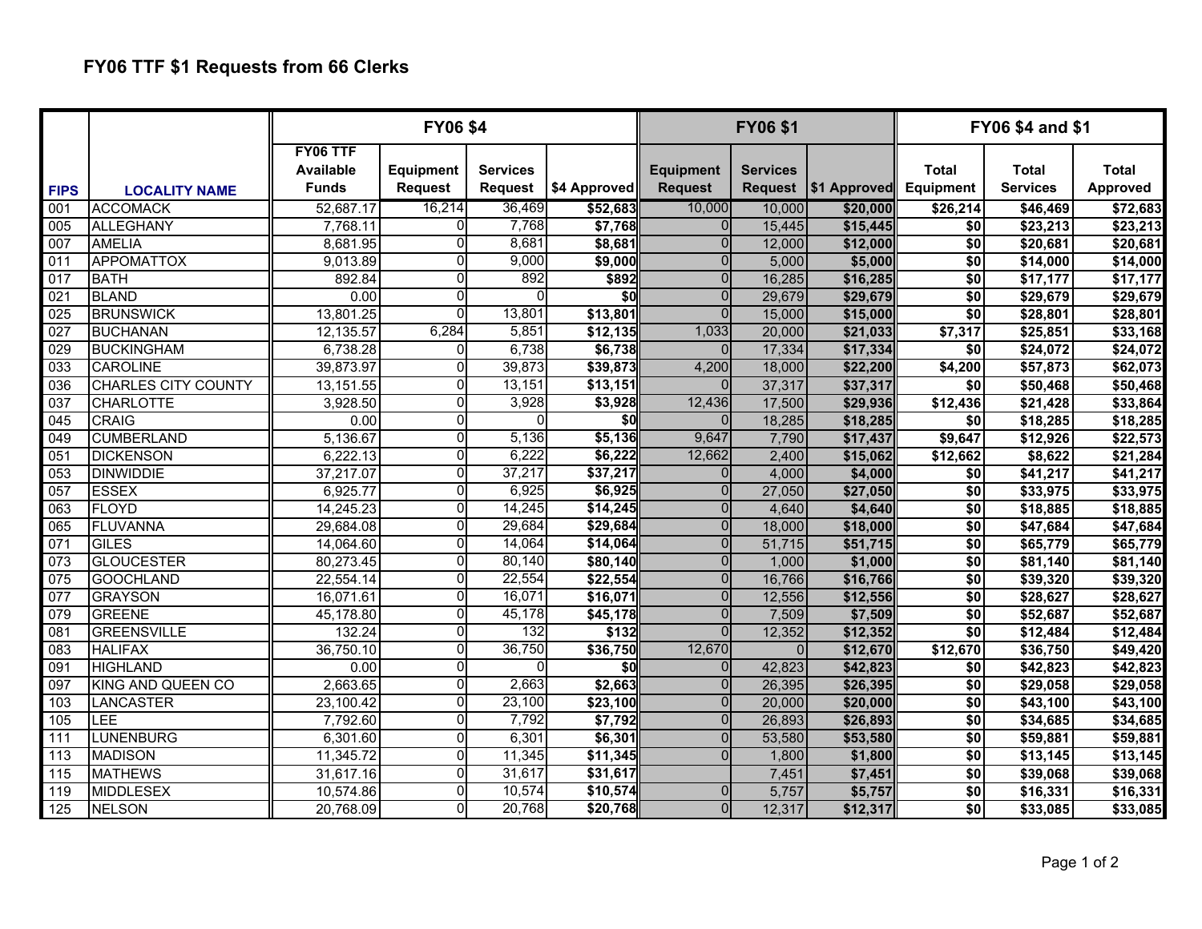# FY06 TTF $1 Requests from 66 Clerks

| | | FY06 $4 | | | | FY06 $1 | | | FY06 $4 and $1 | | |
|---|---|---|---|---|---|---|---|---|---|---|---|
| FIPS | LOCALITY NAME | FY06 TTF Available Funds | Equipment Request | Services Request | $4 Approved | Equipment Request | Services Request | $1 Approved | Total Equipment | Total Services | Total Approved |
| 001 | ACCOMACK | 52,687.17 | 16,214 | 36,469 | **$52,683** | 10,000 | 10,000 | **$20,000** | **$26,214** | **$46,469** | **$72,683** |
| 005 | ALLEGHANY | 7,768.11 | 0 | 7,768 | **$7,768** | 0 | 15,445 | **$15,445** | **$0** | **$23,213** | **$23,213** |
| 007 | AMELIA | 8,681.95 | 0 | 8,681 | **$8,681** | 0 | 12,000 | **$12,000** | **$0** | **$20,681** | **$20,681** |
| 011 | APPOMATTOX | 9,013.89 | 0 | 9,000 | **$9,000** | 0 | 5,000 | **$5,000** | **$0** | **$14,000** | **$14,000** |
| 017 | BATH | 892.84 | 0 | 892 | **$892** | 0 | 16,285 | **$16,285** | **$0** | **$17,177** | **$17,177** |
| 021 | BLAND | 0.00 | 0 | 0 | **$0** | 0 | 29,679 | **$29,679** | **$0** | **$29,679** | **$29,679** |
| 025 | BRUNSWICK | 13,801.25 | 0 | 13,801 | **$13,801** | 0 | 15,000 | **$15,000** | **$0** | **$28,801** | **$28,801** |
| 027 | BUCHANAN | 12,135.57 | 6,284 | 5,851 | **$12,135** | 1,033 | 20,000 | **$21,033** | **$7,317** | **$25,851** | **$33,168** |
| 029 | BUCKINGHAM | 6,738.28 | 0 | 6,738 | **$6,738** | 0 | 17,334 | **$17,334** | **$0** | **$24,072** | **$24,072** |
| 033 | CAROLINE | 39,873.97 | 0 | 39,873 | **$39,873** | 4,200 | 18,000 | **$22,200** | **$4,200** | **$57,873** | **$62,073** |
| 036 | CHARLES CITY COUNTY | 13,151.55 | 0 | 13,151 | **$13,151** | 0 | 37,317 | **$37,317** | **$0** | **$50,468** | **$50,468** |
| 037 | CHARLOTTE | 3,928.50 | 0 | 3,928 | **$3,928** | 12,436 | 17,500 | **$29,936** | **$12,436** | **$21,428** | **$33,864** |
| 045 | CRAIG | 0.00 | 0 | 0 | **$0** | 0 | 18,285 | **$18,285** | **$0** | **$18,285** | **$18,285** |
| 049 | CUMBERLAND | 5,136.67 | 0 | 5,136 | **$5,136** | 9,647 | 7,790 | **$17,437** | **$9,647** | **$12,926** | **$22,573** |
| 051 | DICKENSON | 6,222.13 | 0 | 6,222 | **$6,222** | 12,662 | 2,400 | **$15,062** | **$12,662** | **$8,622** | **$21,284** |
| 053 | DINWIDDIE | 37,217.07 | 0 | 37,217 | **$37,217** | 0 | 4,000 | **$4,000** | **$0** | **$41,217** | **$41,217** |
| 057 | ESSEX | 6,925.77 | 0 | 6,925 | **$6,925** | 0 | 27,050 | **$27,050** | **$0** | **$33,975** | **$33,975** |
| 063 | FLOYD | 14,245.23 | 0 | 14,245 | **$14,245** | 0 | 4,640 | **$4,640** | **$0** | **$18,885** | **$18,885** |
| 065 | FLUVANNA | 29,684.08 | 0 | 29,684 | **$29,684** | 0 | 18,000 | **$18,000** | **$0** | **$47,684** | **$47,684** |
| 071 | GILES | 14,064.60 | 0 | 14,064 | **$14,064** | 0 | 51,715 | **$51,715** | **$0** | **$65,779** | **$65,779** |
| 073 | GLOUCESTER | 80,273.45 | 0 | 80,140 | **$80,140** | 0 | 1,000 | **$1,000** | **$0** | **$81,140** | **$81,140** |
| 075 | GOOCHLAND | 22,554.14 | 0 | 22,554 | **$22,554** | 0 | 16,766 | **$16,766** | **$0** | **$39,320** | **$39,320** |
| 077 | GRAYSON | 16,071.61 | 0 | 16,071 | **$16,071** | 0 | 12,556 | **$12,556** | **$0** | **$28,627** | **$28,627** |
| 079 | GREENE | 45,178.80 | 0 | 45,178 | **$45,178** | 0 | 7,509 | **$7,509** | **$0** | **$52,687** | **$52,687** |
| 081 | GREENSVILLE | 132.24 | 0 | 132 | **$132** | 0 | 12,352 | **$12,352** | **$0** | **$12,484** | **$12,484** |
| 083 | HALIFAX | 36,750.10 | 0 | 36,750 | **$36,750** | 12,670 | 0 | **$12,670** | **$12,670** | **$36,750** | **$49,420** |
| 091 | HIGHLAND | 0.00 | 0 | 0 | **$0** | 0 | 42,823 | **$42,823** | **$0** | **$42,823** | **$42,823** |
| 097 | KING AND QUEEN CO | 2,663.65 | 0 | 2,663 | **$2,663** | 0 | 26,395 | **$26,395** | **$0** | **$29,058** | **$29,058** |
| 103 | LANCASTER | 23,100.42 | 0 | 23,100 | **$23,100** | 0 | 20,000 | **$20,000** | **$0** | **$43,100** | **$43,100** |
| 105 | LEE | 7,792.60 | 0 | 7,792 | **$7,792** | 0 | 26,893 | **$26,893** | **$0** | **$34,685** | **$34,685** |
| 111 | LUNENBURG | 6,301.60 | 0 | 6,301 | **$6,301** | 0 | 53,580 | **$53,580** | **$0** | **$59,881** | **$59,881** |
| 113 | MADISON | 11,345.72 | 0 | 11,345 | **$11,345** | 0 | 1,800 | **$1,800** | **$0** | **$13,145** | **$13,145** |
| 115 | MATHEWS | 31,617.16 | 0 | 31,617 | **$31,617** | | 7,451 | **$7,451** | **$0** | **$39,068** | **$39,068** |
| 119 | MIDDLESEX | 10,574.86 | 0 | 10,574 | **$10,574** | 0 | 5,757 | **$5,757** | **$0** | **$16,331** | **$16,331** |
| 125 | NELSON | 20,768.09 | 0 | 20,768 | **$20,768** | 0 | 12,317 | **$12,317** | **$0** | **$33,085** | **$33,085** |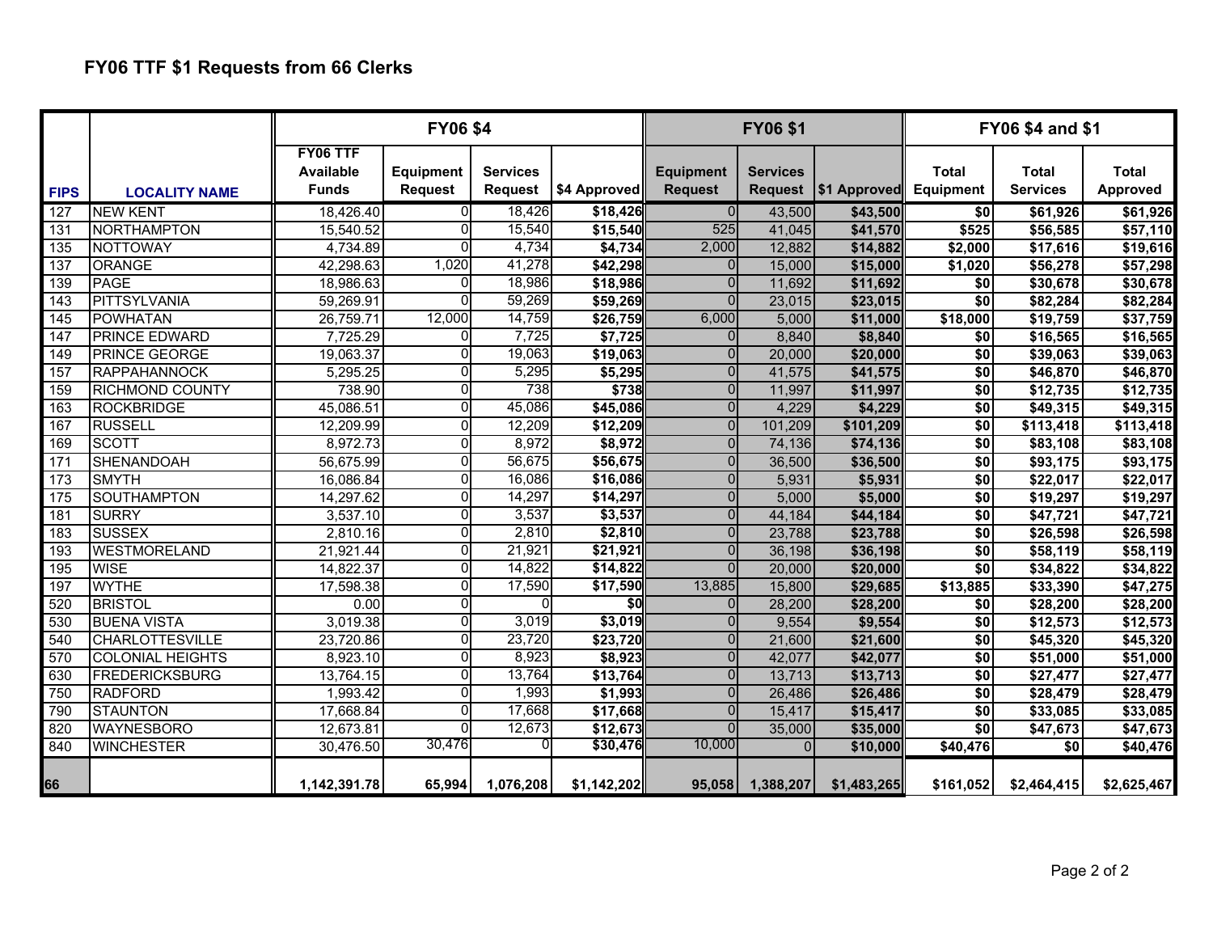## FY06 TTF $1 Requests from 66 Clerks

| | | FY06 $4 | | | | FY06 $1 | | | FY06 $4 and $1 | | |
|---|---|---|---|---|---|---|---|---|---|---|---|
| FIPS | LOCALITY NAME | FY06 TTF Available Funds | Equipment Request | Services Request | $4 Approved | Equipment Request | Services Request | $1 Approved | Total Equipment | Total Services | Total Approved |
| 127 | NEW KENT | 18,426.40 | 0 | 18,426 | $18,426 | 0 | 43,500 | $43,500 | $0 | $61,926 | $61,926 |
| 131 | NORTHAMPTON | 15,540.52 | 0 | 15,540 | $15,540 | 525 | 41,045 | $41,570 | $525 | $56,585 | $57,110 |
| 135 | NOTTOWAY | 4,734.89 | 0 | 4,734 | $4,734 | 2,000 | 12,882 | $14,882 | $2,000 | $17,616 | $19,616 |
| 137 | ORANGE | 42,298.63 | 1,020 | 41,278 | $42,298 | 0 | 15,000 | $15,000 | $1,020 | $56,278 | $57,298 |
| 139 | PAGE | 18,986.63 | 0 | 18,986 | $18,986 | 0 | 11,692 | $11,692 | $0 | $30,678 | $30,678 |
| 143 | PITTSYLVANIA | 59,269.91 | 0 | 59,269 | $59,269 | 0 | 23,015 | $23,015 | $0 | $82,284 | $82,284 |
| 145 | POWHATAN | 26,759.71 | 12,000 | 14,759 | $26,759 | 6,000 | 5,000 | $11,000 | $18,000 | $19,759 | $37,759 |
| 147 | PRINCE EDWARD | 7,725.29 | 0 | 7,725 | $7,725 | 0 | 8,840 | $8,840 | $0 | $16,565 | $16,565 |
| 149 | PRINCE GEORGE | 19,063.37 | 0 | 19,063 | $19,063 | 0 | 20,000 | $20,000 | $0 | $39,063 | $39,063 |
| 157 | RAPPAHANNOCK | 5,295.25 | 0 | 5,295 | $5,295 | 0 | 41,575 | $41,575 | $0 | $46,870 | $46,870 |
| 159 | RICHMOND COUNTY | 738.90 | 0 | 738 | $738 | 0 | 11,997 | $11,997 | $0 | $12,735 | $12,735 |
| 163 | ROCKBRIDGE | 45,086.51 | 0 | 45,086 | $45,086 | 0 | 4,229 | $4,229 | $0 | $49,315 | $49,315 |
| 167 | RUSSELL | 12,209.99 | 0 | 12,209 | $12,209 | 0 | 101,209 | $101,209 | $0 | $113,418 | $113,418 |
| 169 | SCOTT | 8,972.73 | 0 | 8,972 | $8,972 | 0 | 74,136 | $74,136 | $0 | $83,108 | $83,108 |
| 171 | SHENANDOAH | 56,675.99 | 0 | 56,675 | $56,675 | 0 | 36,500 | $36,500 | $0 | $93,175 | $93,175 |
| 173 | SMYTH | 16,086.84 | 0 | 16,086 | $16,086 | 0 | 5,931 | $5,931 | $0 | $22,017 | $22,017 |
| 175 | SOUTHAMPTON | 14,297.62 | 0 | 14,297 | $14,297 | 0 | 5,000 | $5,000 | $0 | $19,297 | $19,297 |
| 181 | SURRY | 3,537.10 | 0 | 3,537 | $3,537 | 0 | 44,184 | $44,184 | $0 | $47,721 | $47,721 |
| 183 | SUSSEX | 2,810.16 | 0 | 2,810 | $2,810 | 0 | 23,788 | $23,788 | $0 | $26,598 | $26,598 |
| 193 | WESTMORELAND | 21,921.44 | 0 | 21,921 | $21,921 | 0 | 36,198 | $36,198 | $0 | $58,119 | $58,119 |
| 195 | WISE | 14,822.37 | 0 | 14,822 | $14,822 | 0 | 20,000 | $20,000 | $0 | $34,822 | $34,822 |
| 197 | WYTHE | 17,598.38 | 0 | 17,590 | $17,590 | 13,885 | 15,800 | $29,685 | $13,885 | $33,390 | $47,275 |
| 520 | BRISTOL | 0.00 | 0 | 0 | $0 | 0 | 28,200 | $28,200 | $0 | $28,200 | $28,200 |
| 530 | BUENA VISTA | 3,019.38 | 0 | 3,019 | $3,019 | 0 | 9,554 | $9,554 | $0 | $12,573 | $12,573 |
| 540 | CHARLOTTESVILLE | 23,720.86 | 0 | 23,720 | $23,720 | 0 | 21,600 | $21,600 | $0 | $45,320 | $45,320 |
| 570 | COLONIAL HEIGHTS | 8,923.10 | 0 | 8,923 | $8,923 | 0 | 42,077 | $42,077 | $0 | $51,000 | $51,000 |
| 630 | FREDERICKSBURG | 13,764.15 | 0 | 13,764 | $13,764 | 0 | 13,713 | $13,713 | $0 | $27,477 | $27,477 |
| 750 | RADFORD | 1,993.42 | 0 | 1,993 | $1,993 | 0 | 26,486 | $26,486 | $0 | $28,479 | $28,479 |
| 790 | STAUNTON | 17,668.84 | 0 | 17,668 | $17,668 | 0 | 15,417 | $15,417 | $0 | $33,085 | $33,085 |
| 820 | WAYNESBORO | 12,673.81 | 0 | 12,673 | $12,673 | 0 | 35,000 | $35,000 | $0 | $47,673 | $47,673 |
| 840 | WINCHESTER | 30,476.50 | 30,476 | 0 | $30,476 | 10,000 | 0 | $10,000 | $40,476 | $0 | $40,476 |
| 66 | | 1,142,391.78 | 65,994 | 1,076,208 | $1,142,202 | 95,058 | 1,388,207 | $1,483,265 | $161,052 | $2,464,415 | $2,625,467 |